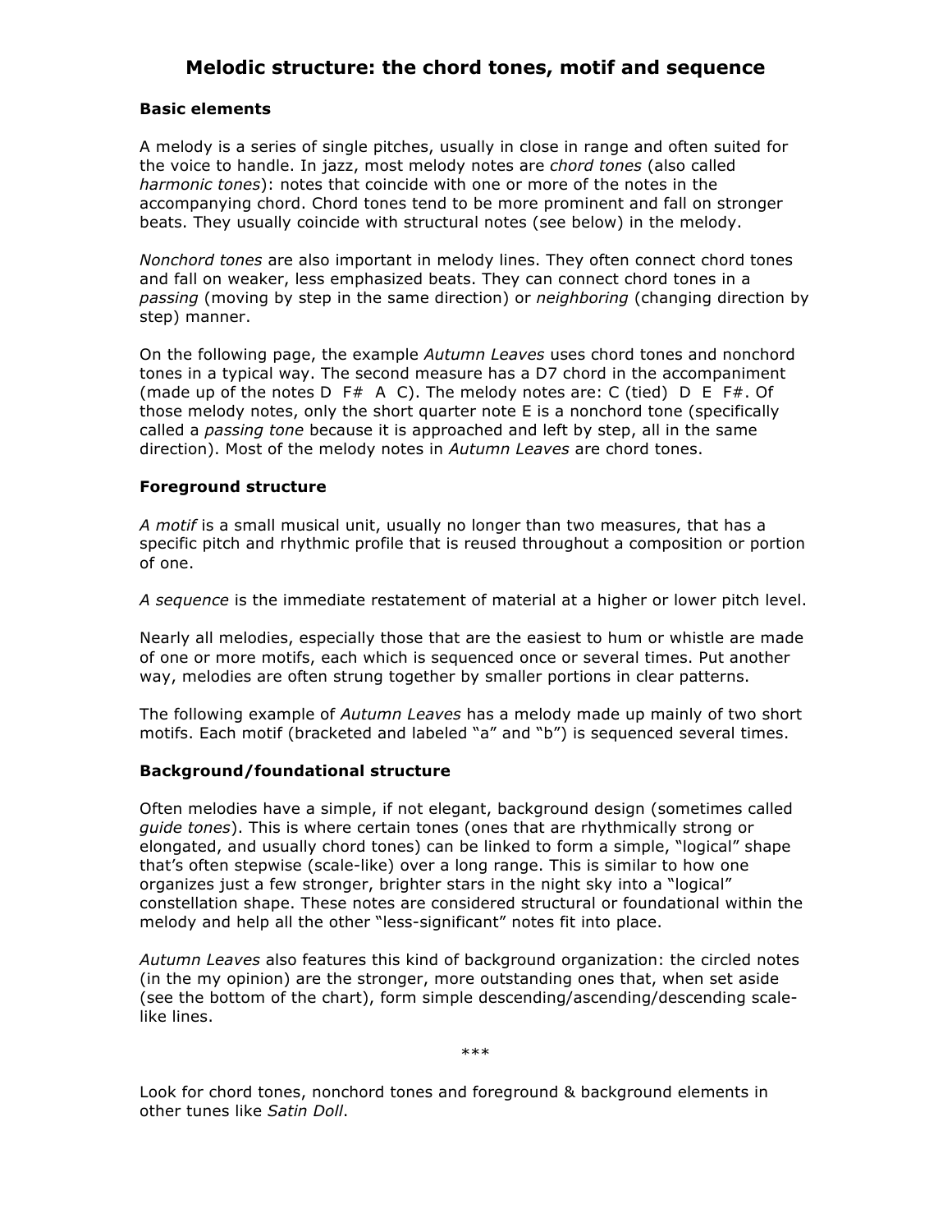# Melodic structure: the chord tones, motif and sequence

### Basic elements

A melody is a series of single pitches, usually in close in range and often suited for the voice to handle. In jazz, most melody notes are *chord tones* (also called *harmonic tones*): notes that coincide with one or more of the notes in the accompanying chord. Chord tones tend to be more prominent and fall on stronger beats. They usually coincide with structural notes (see below) in the melody.

*Nonchord tones* are also important in melody lines. They often connect chord tones and fall on weaker, less emphasized beats. They can connect chord tones in a *passing* (moving by step in the same direction) or *neighboring* (changing direction by step) manner.

On the following page, the example *Autumn Leaves* uses chord tones and nonchord tones in a typical way. The second measure has a D7 chord in the accompaniment (made up of the notes D F# A C). The melody notes are: C (tied) D E F#. Of those melody notes, only the short quarter note E is a nonchord tone (specifically called a *passing tone* because it is approached and left by step, all in the same direction). Most of the melody notes in *Autumn Leaves* are chord tones.

### Foreground structure

*A motif* is a small musical unit, usually no longer than two measures, that has a specific pitch and rhythmic profile that is reused throughout a composition or portion of one.

*A sequence* is the immediate restatement of material at a higher or lower pitch level.

Nearly all melodies, especially those that are the easiest to hum or whistle are made of one or more motifs, each which is sequenced once or several times. Put another way, melodies are often strung together by smaller portions in clear patterns.

The following example of *Autumn Leaves* has a melody made up mainly of two short motifs. Each motif (bracketed and labeled "a" and "b") is sequenced several times.

### Background/foundational structure

Often melodies have a simple, if not elegant, background design (sometimes called *guide tones*). This is where certain tones (ones that are rhythmically strong or elongated, and usually chord tones) can be linked to form a simple, "logical" shape that's often stepwise (scale-like) over a long range. This is similar to how one organizes just a few stronger, brighter stars in the night sky into a "logical" constellation shape. These notes are considered structural or foundational within the melody and help all the other "less-significant" notes fit into place.

*Autumn Leaves* also features this kind of background organization: the circled notes (in the my opinion) are the stronger, more outstanding ones that, when set aside (see the bottom of the chart), form simple descending/ascending/descending scale-like lines.

\*\*\*

Look for chord tones, nonchord tones and foreground & background elements in other tunes like *Satin Doll*.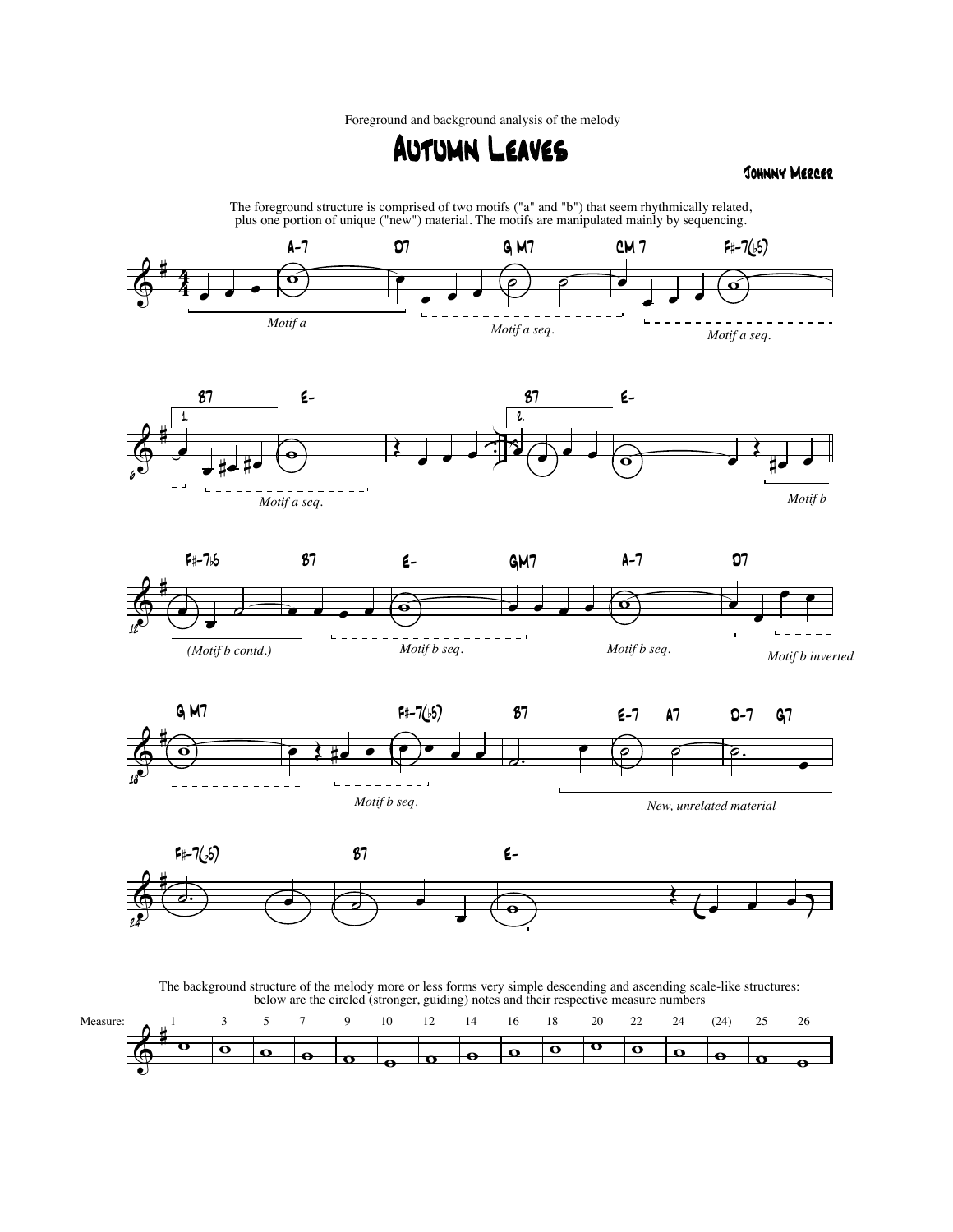Foreground and background analysis of the melody

# Autumn Leaves

**Johnny Mercer**

The foreground structure is comprised of two motifs ("a" and "b") that seem rhythmically related, plus one portion of unique ("new") material. The motifs are manipulated mainly by sequencing.

The background structure of the melody more or less forms very simple descending and ascending scale-like structures: below are the circled (stronger, guiding) notes and their respective measure numbers